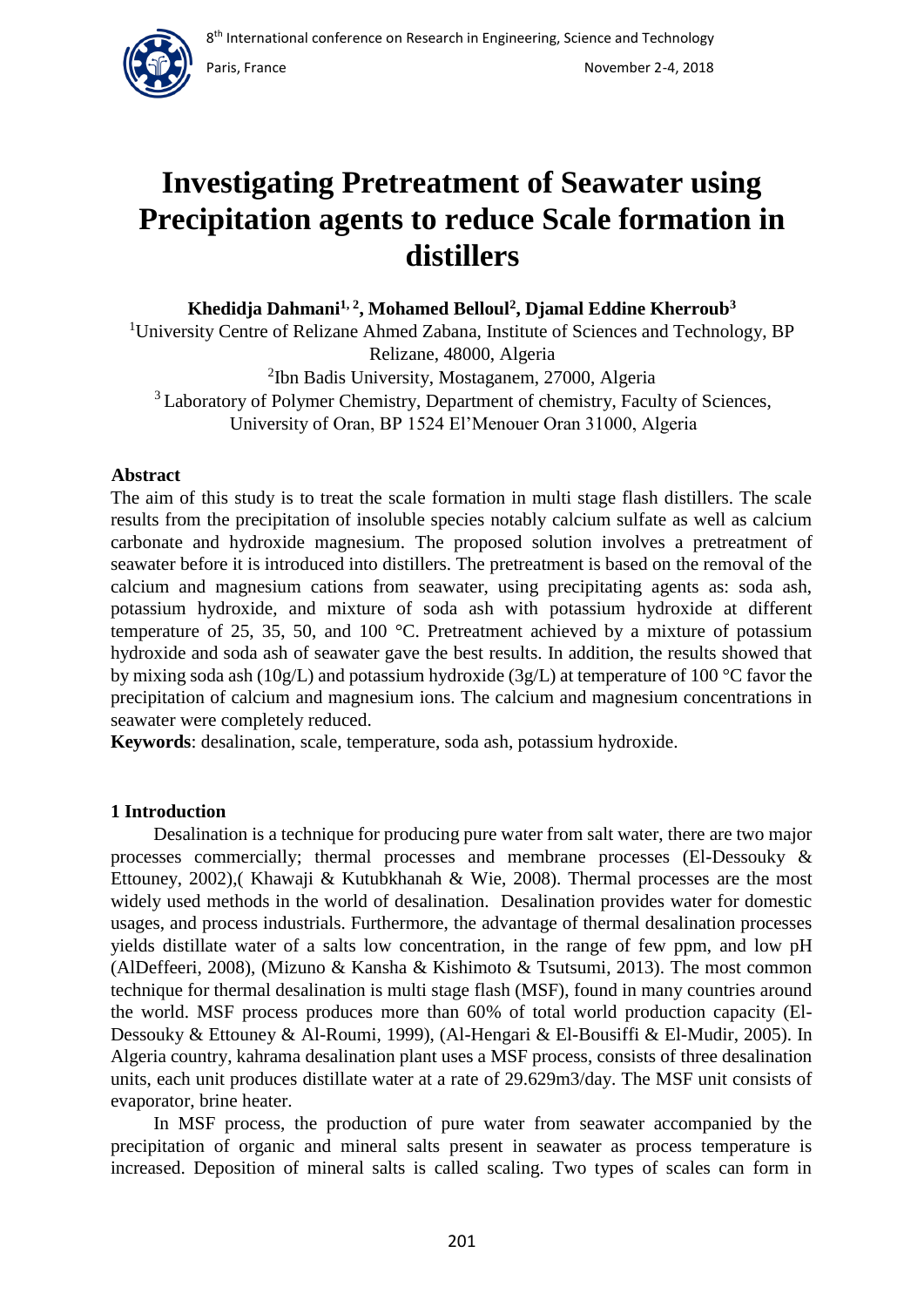# Investigating Pretreatment of Seawater using Precipitation agents to reduce Scale formation in distillers

**Khedidja Dahmani[1, 2], Mohamed Belloul[2], Djamal Eddine Kherroub[3]**

[1]University Centre of Relizane Ahmed Zabana, Institute of Sciences and Technology, BP Relizane, 48000, Algeria

[2]Ibn Badis University, Mostaganem, 27000, Algeria

[3] Laboratory of Polymer Chemistry, Department of chemistry, Faculty of Sciences, University of Oran, BP 1524 El'Menouer Oran 31000, Algeria

## Abstract

The aim of this study is to treat the scale formation in multi stage flash distillers. The scale results from the precipitation of insoluble species notably calcium sulfate as well as calcium carbonate and hydroxide magnesium. The proposed solution involves a pretreatment of seawater before it is introduced into distillers. The pretreatment is based on the removal of the calcium and magnesium cations from seawater, using precipitating agents as: soda ash, potassium hydroxide, and mixture of soda ash with potassium hydroxide at different temperature of 25, 35, 50, and 100 °C. Pretreatment achieved by a mixture of potassium hydroxide and soda ash of seawater gave the best results. In addition, the results showed that by mixing soda ash (10g/L) and potassium hydroxide (3g/L) at temperature of 100 °C favor the precipitation of calcium and magnesium ions. The calcium and magnesium concentrations in seawater were completely reduced.

**Keywords**: desalination, scale, temperature, soda ash, potassium hydroxide.

## 1 Introduction

Desalination is a technique for producing pure water from salt water, there are two major processes commercially; thermal processes and membrane processes (El-Dessouky & Ettouney, 2002),( Khawaji & Kutubkhanah & Wie, 2008). Thermal processes are the most widely used methods in the world of desalination. Desalination provides water for domestic usages, and process industrials. Furthermore, the advantage of thermal desalination processes yields distillate water of a salts low concentration, in the range of few ppm, and low pH (AlDeffeeri, 2008), (Mizuno & Kansha & Kishimoto & Tsutsumi, 2013). The most common technique for thermal desalination is multi stage flash (MSF), found in many countries around the world. MSF process produces more than 60% of total world production capacity (El-Dessouky & Ettouney & Al-Roumi, 1999), (Al-Hengari & El-Bousiffi & El-Mudir, 2005). In Algeria country, kahrama desalination plant uses a MSF process, consists of three desalination units, each unit produces distillate water at a rate of 29.629m3/day. The MSF unit consists of evaporator, brine heater.

In MSF process, the production of pure water from seawater accompanied by the precipitation of organic and mineral salts present in seawater as process temperature is increased. Deposition of mineral salts is called scaling. Two types of scales can form in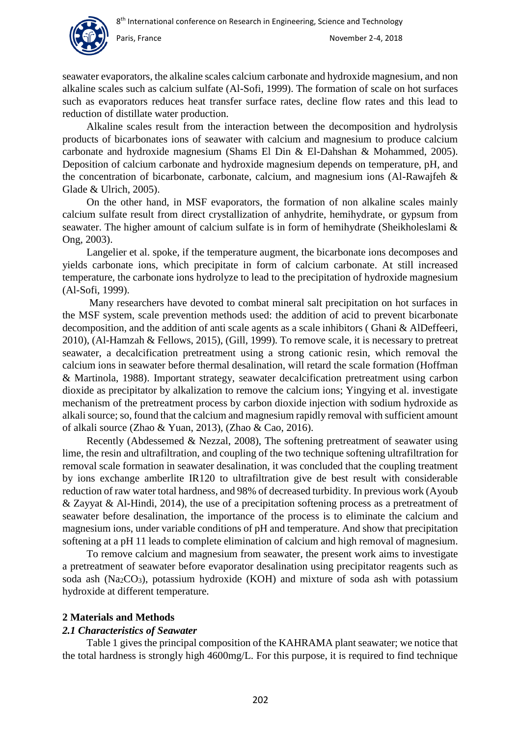seawater evaporators, the alkaline scales calcium carbonate and hydroxide magnesium, and non alkaline scales such as calcium sulfate (Al-Sofi, 1999). The formation of scale on hot surfaces such as evaporators reduces heat transfer surface rates, decline flow rates and this lead to reduction of distillate water production.

Alkaline scales result from the interaction between the decomposition and hydrolysis products of bicarbonates ions of seawater with calcium and magnesium to produce calcium carbonate and hydroxide magnesium (Shams El Din & El-Dahshan & Mohammed, 2005). Deposition of calcium carbonate and hydroxide magnesium depends on temperature, pH, and the concentration of bicarbonate, carbonate, calcium, and magnesium ions (Al-Rawajfeh & Glade & Ulrich, 2005).

On the other hand, in MSF evaporators, the formation of non alkaline scales mainly calcium sulfate result from direct crystallization of anhydrite, hemihydrate, or gypsum from seawater. The higher amount of calcium sulfate is in form of hemihydrate (Sheikholeslami & Ong, 2003).

Langelier et al. spoke, if the temperature augment, the bicarbonate ions decomposes and yields carbonate ions, which precipitate in form of calcium carbonate. At still increased temperature, the carbonate ions hydrolyze to lead to the precipitation of hydroxide magnesium (Al-Sofi, 1999).

Many researchers have devoted to combat mineral salt precipitation on hot surfaces in the MSF system, scale prevention methods used: the addition of acid to prevent bicarbonate decomposition, and the addition of anti scale agents as a scale inhibitors ( Ghani & AlDeffeeri, 2010), (Al-Hamzah & Fellows, 2015), (Gill, 1999). To remove scale, it is necessary to pretreat seawater, a decalcification pretreatment using a strong cationic resin, which removal the calcium ions in seawater before thermal desalination, will retard the scale formation (Hoffman & Martinola, 1988). Important strategy, seawater decalcification pretreatment using carbon dioxide as precipitator by alkalization to remove the calcium ions; Yingying et al. investigate mechanism of the pretreatment process by carbon dioxide injection with sodium hydroxide as alkali source; so, found that the calcium and magnesium rapidly removal with sufficient amount of alkali source (Zhao & Yuan, 2013), (Zhao & Cao, 2016).

Recently (Abdessemed & Nezzal, 2008), The softening pretreatment of seawater using lime, the resin and ultrafiltration, and coupling of the two technique softening ultrafiltration for removal scale formation in seawater desalination, it was concluded that the coupling treatment by ions exchange amberlite IR120 to ultrafiltration give de best result with considerable reduction of raw water total hardness, and 98% of decreased turbidity. In previous work (Ayoub & Zayyat & Al-Hindi, 2014), the use of a precipitation softening process as a pretreatment of seawater before desalination, the importance of the process is to eliminate the calcium and magnesium ions, under variable conditions of pH and temperature. And show that precipitation softening at a pH 11 leads to complete elimination of calcium and high removal of magnesium.

To remove calcium and magnesium from seawater, the present work aims to investigate a pretreatment of seawater before evaporator desalination using precipitator reagents such as soda ash ($Na_2CO_3$), potassium hydroxide (KOH) and mixture of soda ash with potassium hydroxide at different temperature.

## 2 Materials and Methods

### *2.1 Characteristics of Seawater*

Table 1 gives the principal composition of the KAHRAMA plant seawater; we notice that the total hardness is strongly high 4600mg/L. For this purpose, it is required to find technique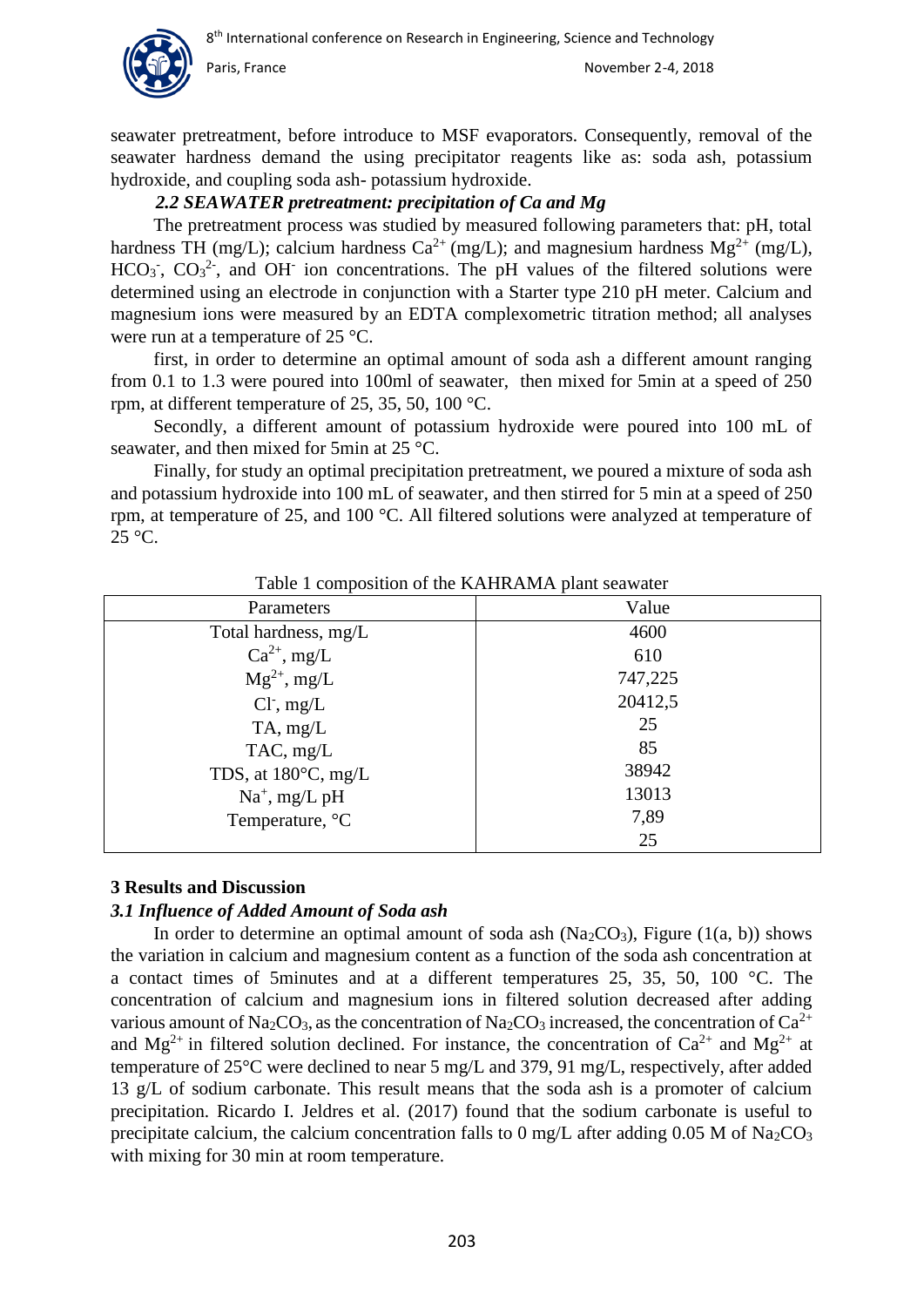seawater pretreatment, before introduce to MSF evaporators. Consequently, removal of the seawater hardness demand the using precipitator reagents like as: soda ash, potassium hydroxide, and coupling soda ash- potassium hydroxide.

### *2.2 SEAWATER pretreatment: precipitation of Ca and Mg*

The pretreatment process was studied by measured following parameters that: pH, total hardness TH (mg/L); calcium hardness $Ca^{2+}$ (mg/L); and magnesium hardness $Mg^{2+}$ (mg/L), $HCO_3^-$, $CO_3^{2-}$, and $OH^-$ ion concentrations. The pH values of the filtered solutions were determined using an electrode in conjunction with a Starter type 210 pH meter. Calcium and magnesium ions were measured by an EDTA complexometric titration method; all analyses were run at a temperature of 25 °C.

first, in order to determine an optimal amount of soda ash a different amount ranging from 0.1 to 1.3 were poured into 100ml of seawater, then mixed for 5min at a speed of 250 rpm, at different temperature of 25, 35, 50, 100 °C.

Secondly, a different amount of potassium hydroxide were poured into 100 mL of seawater, and then mixed for 5min at 25 °C.

Finally, for study an optimal precipitation pretreatment, we poured a mixture of soda ash and potassium hydroxide into 100 mL of seawater, and then stirred for 5 min at a speed of 250 rpm, at temperature of 25, and 100 °C. All filtered solutions were analyzed at temperature of 25 °C.

Table 1 composition of the KAHRAMA plant seawater

| Parameters | Value |
|---|---|
| Total hardness, mg/L | 4600 |
| $Ca^{2+}$, mg/L | 610 |
| $Mg^{2+}$, mg/L | 747,225 |
| $Cl^-$, mg/L | 20412,5 |
| TA, mg/L | 25 |
| TAC, mg/L | 85 |
| TDS, at 180°C, mg/L | 38942 |
| $Na^+$, mg/L pH | 13013 |
| Temperature, °C | 7,89 |
| | 25 |

## 3 Results and Discussion

### *3.1 Influence of Added Amount of Soda ash*

In order to determine an optimal amount of soda ash ($Na_2CO_3$), Figure (1(a, b)) shows the variation in calcium and magnesium content as a function of the soda ash concentration at a contact times of 5minutes and at a different temperatures 25, 35, 50, 100 °C. The concentration of calcium and magnesium ions in filtered solution decreased after adding various amount of $Na_2CO_3$, as the concentration of $Na_2CO_3$ increased, the concentration of $Ca^{2+}$ and $Mg^{2+}$ in filtered solution declined. For instance, the concentration of $Ca^{2+}$ and $Mg^{2+}$ at temperature of 25°C were declined to near 5 mg/L and 379, 91 mg/L, respectively, after added 13 g/L of sodium carbonate. This result means that the soda ash is a promoter of calcium precipitation. Ricardo I. Jeldres et al. (2017) found that the sodium carbonate is useful to precipitate calcium, the calcium concentration falls to 0 mg/L after adding 0.05 M of $Na_2CO_3$ with mixing for 30 min at room temperature.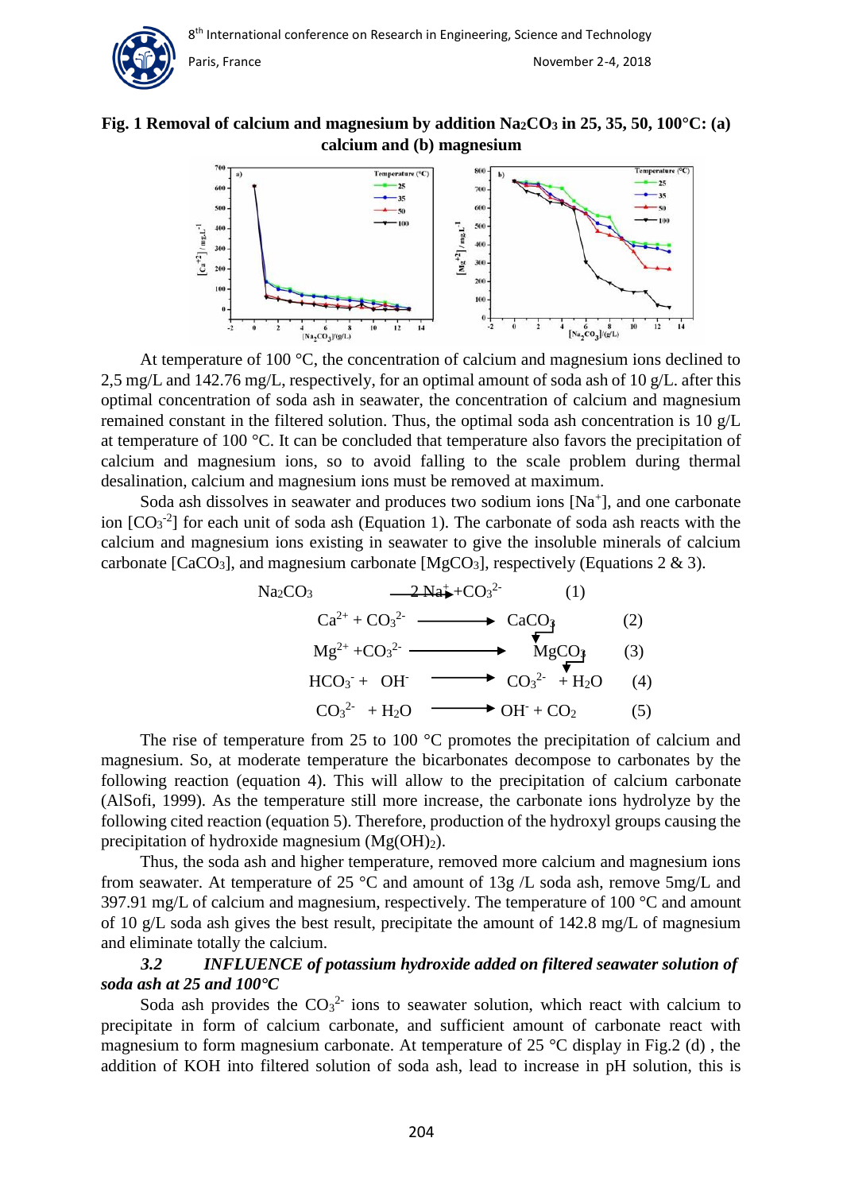**Fig. 1 Removal of calcium and magnesium by addition $Na_2CO_3$ in 25, 35, 50, 100°C: (a) calcium and (b) magnesium**

At temperature of 100 °C, the concentration of calcium and magnesium ions declined to 2,5 mg/L and 142.76 mg/L, respectively, for an optimal amount of soda ash of 10 g/L. after this optimal concentration of soda ash in seawater, the concentration of calcium and magnesium remained constant in the filtered solution. Thus, the optimal soda ash concentration is 10 g/L at temperature of 100 °C. It can be concluded that temperature also favors the precipitation of calcium and magnesium ions, so to avoid falling to the scale problem during thermal desalination, calcium and magnesium ions must be removed at maximum.

Soda ash dissolves in seawater and produces two sodium ions [$Na^+$], and one carbonate ion [$CO_3^{-2}$] for each unit of soda ash (Equation 1). The carbonate of soda ash reacts with the calcium and magnesium ions existing in seawater to give the insoluble minerals of calcium carbonate [$CaCO_3$], and magnesium carbonate [$MgCO_3$], respectively (Equations 2 & 3).

$$Na_2CO_3 \longrightarrow 2\,Na^+ + CO_3^{2-} \quad (1)$$

$$Ca^{2+} + CO_3^{2-} \longrightarrow CaCO_3\downarrow \quad (2)$$

$$Mg^{2+} + CO_3^{2-} \longrightarrow MgCO_3\downarrow \quad (3)$$

$$HCO_3^- + OH^- \longrightarrow CO_3^{2-} + H_2O \quad (4)$$

$$CO_3^{2-} + H_2O \longrightarrow OH^- + CO_2 \quad (5)$$

The rise of temperature from 25 to 100 °C promotes the precipitation of calcium and magnesium. So, at moderate temperature the bicarbonates decompose to carbonates by the following reaction (equation 4). This will allow to the precipitation of calcium carbonate (AlSofi, 1999). As the temperature still more increase, the carbonate ions hydrolyze by the following cited reaction (equation 5). Therefore, production of the hydroxyl groups causing the precipitation of hydroxide magnesium ($Mg(OH)_2$).

Thus, the soda ash and higher temperature, removed more calcium and magnesium ions from seawater. At temperature of 25 °C and amount of 13g /L soda ash, remove 5mg/L and 397.91 mg/L of calcium and magnesium, respectively. The temperature of 100 °C and amount of 10 g/L soda ash gives the best result, precipitate the amount of 142.8 mg/L of magnesium and eliminate totally the calcium.

### *3.2 INFLUENCE of potassium hydroxide added on filtered seawater solution of soda ash at 25 and 100°C*

Soda ash provides the $CO_3^{2-}$ ions to seawater solution, which react with calcium to precipitate in form of calcium carbonate, and sufficient amount of carbonate react with magnesium to form magnesium carbonate. At temperature of 25 °C display in Fig.2 (d) , the addition of KOH into filtered solution of soda ash, lead to increase in pH solution, this is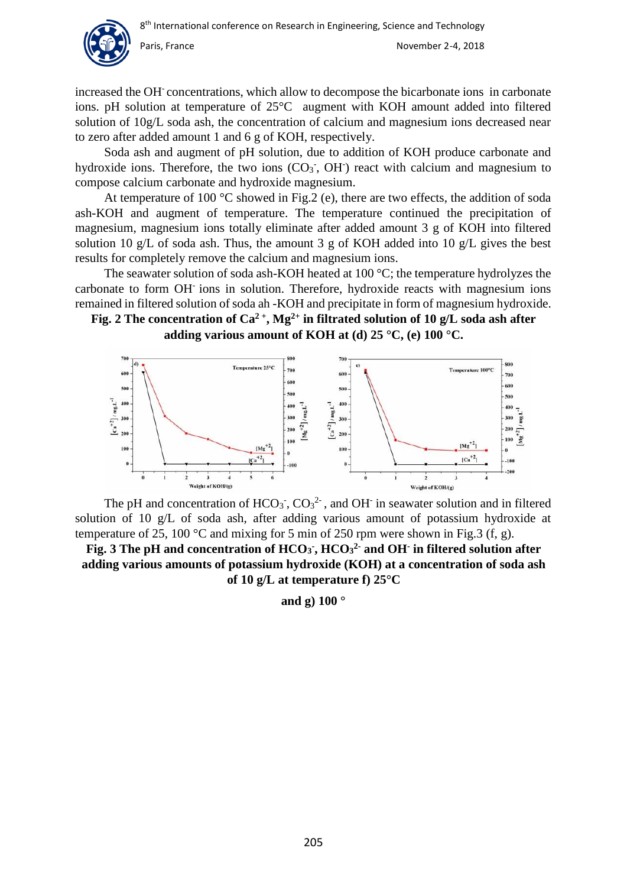increased the $OH^-$ concentrations, which allow to decompose the bicarbonate ions in carbonate ions. pH solution at temperature of 25°C augment with KOH amount added into filtered solution of 10g/L soda ash, the concentration of calcium and magnesium ions decreased near to zero after added amount 1 and 6 g of KOH, respectively.

Soda ash and augment of pH solution, due to addition of KOH produce carbonate and hydroxide ions. Therefore, the two ions ($CO_3^-$, $OH^-$) react with calcium and magnesium to compose calcium carbonate and hydroxide magnesium.

At temperature of 100 °C showed in Fig.2 (e), there are two effects, the addition of soda ash-KOH and augment of temperature. The temperature continued the precipitation of magnesium, magnesium ions totally eliminate after added amount 3 g of KOH into filtered solution 10 g/L of soda ash. Thus, the amount 3 g of KOH added into 10 g/L gives the best results for completely remove the calcium and magnesium ions.

The seawater solution of soda ash-KOH heated at 100 °C; the temperature hydrolyzes the carbonate to form $OH^-$ ions in solution. Therefore, hydroxide reacts with magnesium ions remained in filtered solution of soda ah -KOH and precipitate in form of magnesium hydroxide.

**Fig. 2 The concentration of $Ca^{2+}$, $Mg^{2+}$ in filtrated solution of 10 g/L soda ash after adding various amount of KOH at (d) 25 °C, (e) 100 °C.**

The pH and concentration of $HCO_3^-$, $CO_3^{2-}$, and $OH^-$ in seawater solution and in filtered solution of 10 g/L of soda ash, after adding various amount of potassium hydroxide at temperature of 25, 100 °C and mixing for 5 min of 250 rpm were shown in Fig.3 (f, g).

**Fig. 3 The pH and concentration of $HCO_3^-$, $HCO_3^{2-}$ and $OH^-$ in filtered solution after adding various amounts of potassium hydroxide (KOH) at a concentration of soda ash of 10 g/L at temperature f) 25°C**

**and g) 100 °**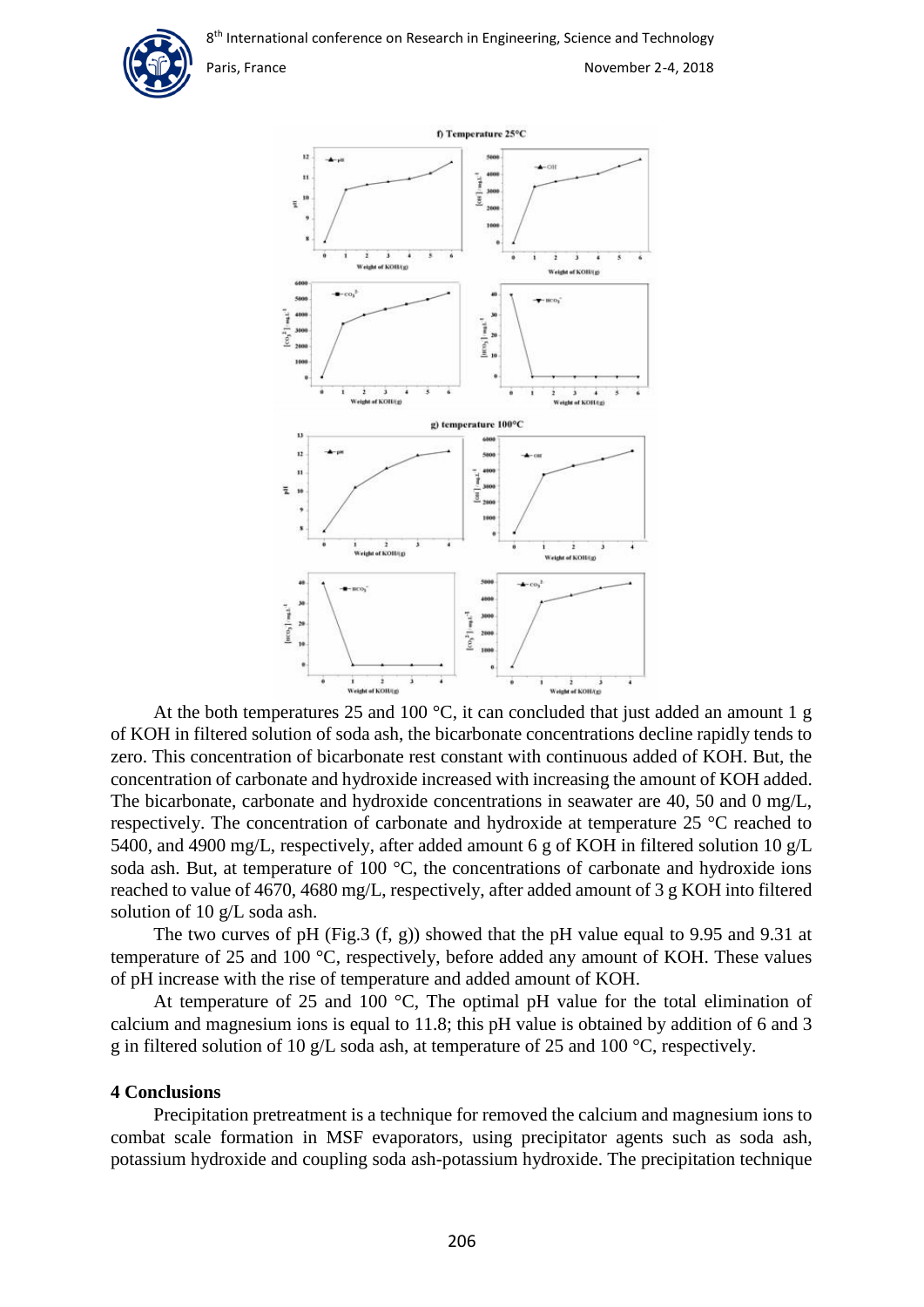At the both temperatures 25 and 100 °C, it can concluded that just added an amount 1 g of KOH in filtered solution of soda ash, the bicarbonate concentrations decline rapidly tends to zero. This concentration of bicarbonate rest constant with continuous added of KOH. But, the concentration of carbonate and hydroxide increased with increasing the amount of KOH added. The bicarbonate, carbonate and hydroxide concentrations in seawater are 40, 50 and 0 mg/L, respectively. The concentration of carbonate and hydroxide at temperature 25 °C reached to 5400, and 4900 mg/L, respectively, after added amount 6 g of KOH in filtered solution 10 g/L soda ash. But, at temperature of 100 °C, the concentrations of carbonate and hydroxide ions reached to value of 4670, 4680 mg/L, respectively, after added amount of 3 g KOH into filtered solution of 10 g/L soda ash.

The two curves of pH (Fig.3 (f, g)) showed that the pH value equal to 9.95 and 9.31 at temperature of 25 and 100 °C, respectively, before added any amount of KOH. These values of pH increase with the rise of temperature and added amount of KOH.

At temperature of 25 and 100 °C, The optimal pH value for the total elimination of calcium and magnesium ions is equal to 11.8; this pH value is obtained by addition of 6 and 3 g in filtered solution of 10 g/L soda ash, at temperature of 25 and 100 °C, respectively.

## 4 Conclusions

Precipitation pretreatment is a technique for removed the calcium and magnesium ions to combat scale formation in MSF evaporators, using precipitator agents such as soda ash, potassium hydroxide and coupling soda ash-potassium hydroxide. The precipitation technique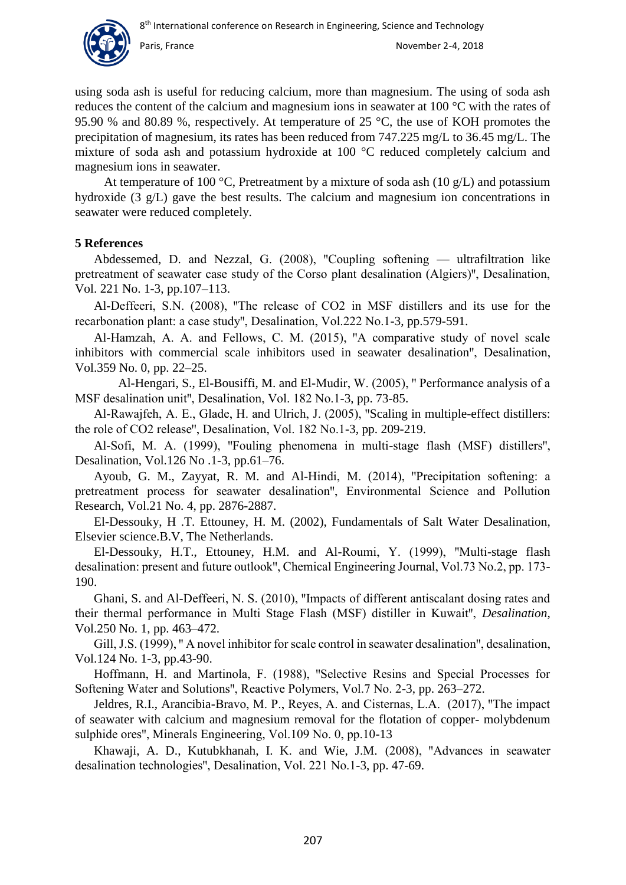using soda ash is useful for reducing calcium, more than magnesium. The using of soda ash reduces the content of the calcium and magnesium ions in seawater at 100 °C with the rates of 95.90 % and 80.89 %, respectively. At temperature of 25 °C, the use of KOH promotes the precipitation of magnesium, its rates has been reduced from 747.225 mg/L to 36.45 mg/L. The mixture of soda ash and potassium hydroxide at 100 °C reduced completely calcium and magnesium ions in seawater.

At temperature of 100 °C, Pretreatment by a mixture of soda ash (10 g/L) and potassium hydroxide (3 g/L) gave the best results. The calcium and magnesium ion concentrations in seawater were reduced completely.

## 5 References

Abdessemed, D. and Nezzal, G. (2008), "Coupling softening — ultrafiltration like pretreatment of seawater case study of the Corso plant desalination (Algiers)", Desalination, Vol. 221 No. 1-3, pp.107–113.

Al-Deffeeri, S.N. (2008), "The release of CO2 in MSF distillers and its use for the recarbonation plant: a case study", Desalination, Vol.222 No.1-3, pp.579-591.

Al-Hamzah, A. A. and Fellows, C. M. (2015), "A comparative study of novel scale inhibitors with commercial scale inhibitors used in seawater desalination", Desalination, Vol.359 No. 0, pp. 22–25.

Al-Hengari, S., El-Bousiffi, M. and El-Mudir, W. (2005), " Performance analysis of a MSF desalination unit", Desalination, Vol. 182 No.1-3, pp. 73-85.

Al-Rawajfeh, A. E., Glade, H. and Ulrich, J. (2005), "Scaling in multiple-effect distillers: the role of CO2 release", Desalination, Vol. 182 No.1-3, pp. 209-219.

Al-Sofi, M. A. (1999), "Fouling phenomena in multi-stage flash (MSF) distillers", Desalination, Vol.126 No .1-3, pp.61–76.

Ayoub, G. M., Zayyat, R. M. and Al-Hindi, M. (2014), "Precipitation softening: a pretreatment process for seawater desalination", Environmental Science and Pollution Research, Vol.21 No. 4, pp. 2876-2887.

El-Dessouky, H .T. Ettouney, H. M. (2002), Fundamentals of Salt Water Desalination, Elsevier science.B.V, The Netherlands.

El-Dessouky, H.T., Ettouney, H.M. and Al-Roumi, Y. (1999), "Multi-stage flash desalination: present and future outlook", Chemical Engineering Journal, Vol.73 No.2, pp. 173-190.

Ghani, S. and Al-Deffeeri, N. S. (2010), "Impacts of different antiscalant dosing rates and their thermal performance in Multi Stage Flash (MSF) distiller in Kuwait", *Desalination*, Vol.250 No. 1, pp. 463–472.

Gill, J.S. (1999), " A novel inhibitor for scale control in seawater desalination", desalination, Vol.124 No. 1-3, pp.43-90.

Hoffmann, H. and Martinola, F. (1988), "Selective Resins and Special Processes for Softening Water and Solutions", Reactive Polymers, Vol.7 No. 2-3, pp. 263–272.

Jeldres, R.I., Arancibia-Bravo, M. P., Reyes, A. and Cisternas, L.A. (2017), "The impact of seawater with calcium and magnesium removal for the flotation of copper- molybdenum sulphide ores", Minerals Engineering, Vol.109 No. 0, pp.10-13

Khawaji, A. D., Kutubkhanah, I. K. and Wie, J.M. (2008), "Advances in seawater desalination technologies", Desalination, Vol. 221 No.1-3, pp. 47-69.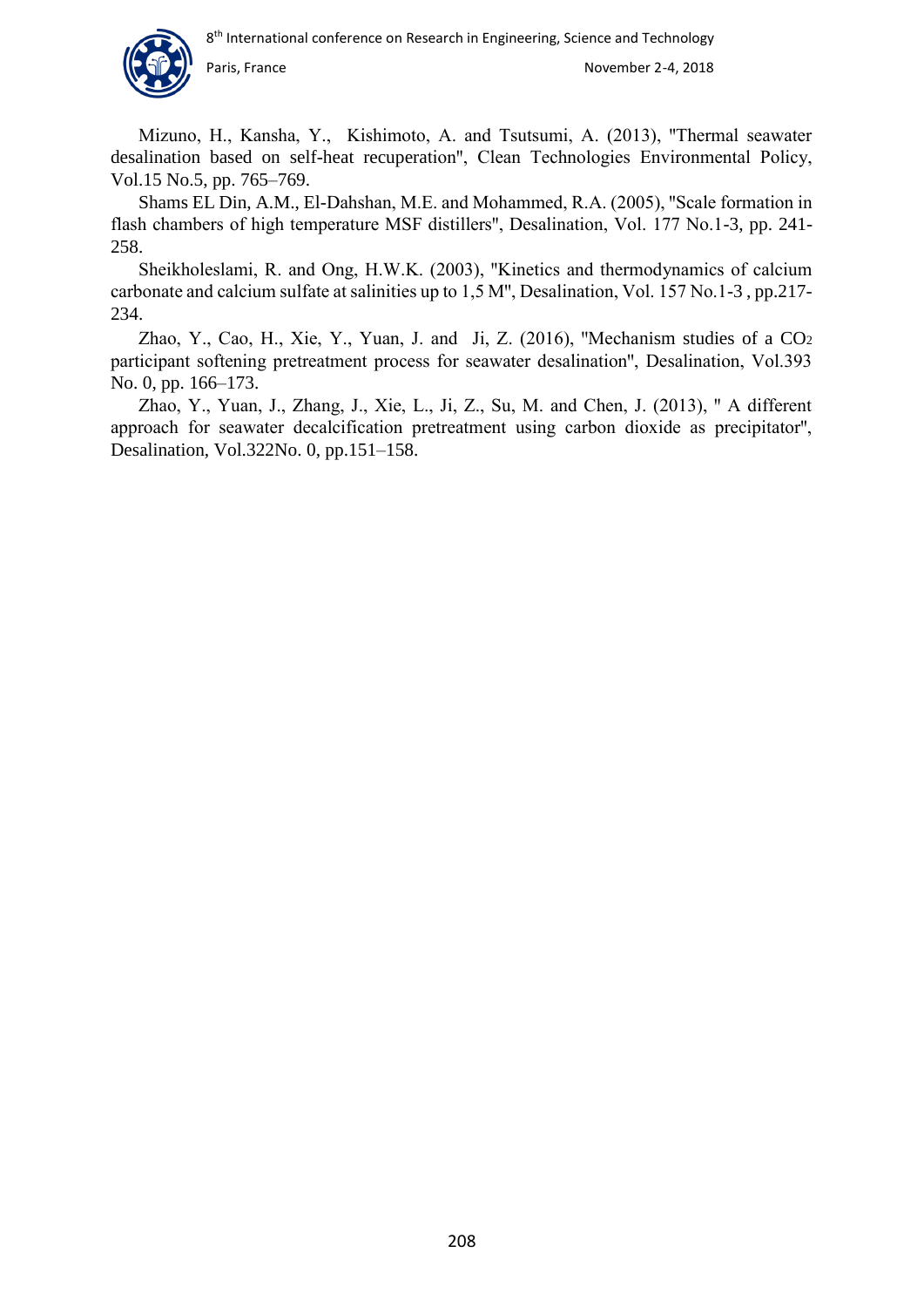Mizuno, H., Kansha, Y., Kishimoto, A. and Tsutsumi, A. (2013), "Thermal seawater desalination based on self-heat recuperation", Clean Technologies Environmental Policy, Vol.15 No.5, pp. 765–769.

Shams EL Din, A.M., El-Dahshan, M.E. and Mohammed, R.A. (2005), "Scale formation in flash chambers of high temperature MSF distillers", Desalination, Vol. 177 No.1-3, pp. 241-258.

Sheikholeslami, R. and Ong, H.W.K. (2003), "Kinetics and thermodynamics of calcium carbonate and calcium sulfate at salinities up to 1,5 M", Desalination, Vol. 157 No.1-3 , pp.217-234.

Zhao, Y., Cao, H., Xie, Y., Yuan, J. and Ji, Z. (2016), "Mechanism studies of a $CO_2$ participant softening pretreatment process for seawater desalination", Desalination, Vol.393 No. 0, pp. 166–173.

Zhao, Y., Yuan, J., Zhang, J., Xie, L., Ji, Z., Su, M. and Chen, J. (2013), " A different approach for seawater decalcification pretreatment using carbon dioxide as precipitator", Desalination, Vol.322No. 0, pp.151–158.